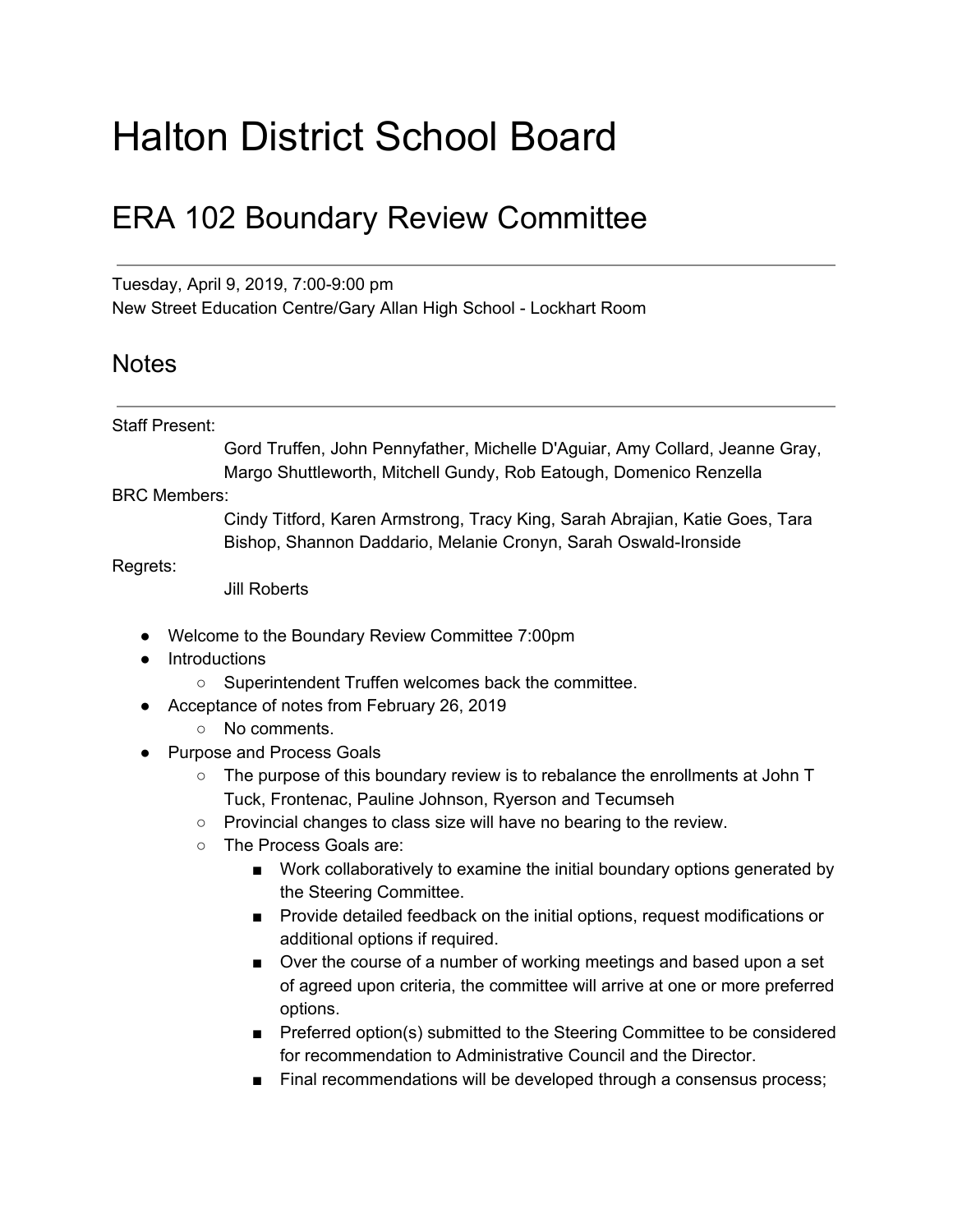# Halton District School Board

## ERA 102 Boundary Review Committee

---

Tuesday, April 9, 2019, 7:00-9:00 pm
New Street Education Centre/Gary Allan High School - Lockhart Room

## Notes

---

Staff Present:
Gord Truffen, John Pennyfather, Michelle D'Aguiar, Amy Collard, Jeanne Gray, Margo Shuttleworth, Mitchell Gundy, Rob Eatough, Domenico Renzella

BRC Members:
Cindy Titford, Karen Armstrong, Tracy King, Sarah Abrajian, Katie Goes, Tara Bishop, Shannon Daddario, Melanie Cronyn, Sarah Oswald-Ironside

Regrets:
Jill Roberts

- Welcome to the Boundary Review Committee 7:00pm
- Introductions
  - Superintendent Truffen welcomes back the committee.
- Acceptance of notes from February 26, 2019
  - No comments.
- Purpose and Process Goals
  - The purpose of this boundary review is to rebalance the enrollments at John T Tuck, Frontenac, Pauline Johnson, Ryerson and Tecumseh
  - Provincial changes to class size will have no bearing to the review.
  - The Process Goals are:
    - Work collaboratively to examine the initial boundary options generated by the Steering Committee.
    - Provide detailed feedback on the initial options, request modifications or additional options if required.
    - Over the course of a number of working meetings and based upon a set of agreed upon criteria, the committee will arrive at one or more preferred options.
    - Preferred option(s) submitted to the Steering Committee to be considered for recommendation to Administrative Council and the Director.
    - Final recommendations will be developed through a consensus process;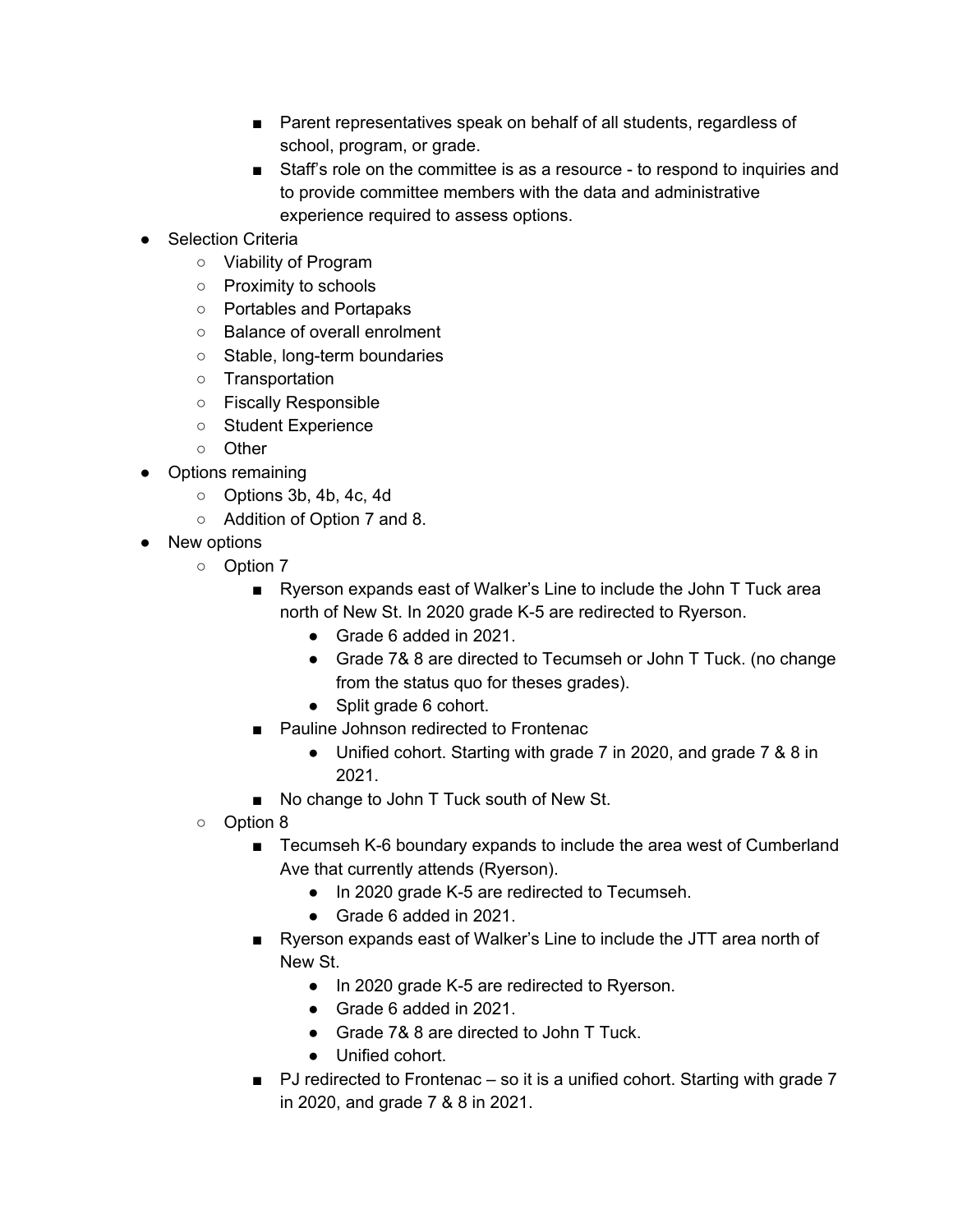- Parent representatives speak on behalf of all students, regardless of school, program, or grade.
        - Staff's role on the committee is as a resource - to respond to inquiries and to provide committee members with the data and administrative experience required to assess options.
- Selection Criteria
    - Viability of Program
    - Proximity to schools
    - Portables and Portapaks
    - Balance of overall enrolment
    - Stable, long-term boundaries
    - Transportation
    - Fiscally Responsible
    - Student Experience
    - Other
- Options remaining
    - Options 3b, 4b, 4c, 4d
    - Addition of Option 7 and 8.
- New options
    - Option 7
        - Ryerson expands east of Walker's Line to include the John T Tuck area north of New St. In 2020 grade K-5 are redirected to Ryerson.
            - Grade 6 added in 2021.
            - Grade 7& 8 are directed to Tecumseh or John T Tuck. (no change from the status quo for theses grades).
            - Split grade 6 cohort.
        - Pauline Johnson redirected to Frontenac
            - Unified cohort. Starting with grade 7 in 2020, and grade 7 & 8 in 2021.
        - No change to John T Tuck south of New St.
    - Option 8
        - Tecumseh K-6 boundary expands to include the area west of Cumberland Ave that currently attends (Ryerson).
            - In 2020 grade K-5 are redirected to Tecumseh.
            - Grade 6 added in 2021.
        - Ryerson expands east of Walker's Line to include the JTT area north of New St.
            - In 2020 grade K-5 are redirected to Ryerson.
            - Grade 6 added in 2021.
            - Grade 7& 8 are directed to John T Tuck.
            - Unified cohort.
        - PJ redirected to Frontenac – so it is a unified cohort. Starting with grade 7 in 2020, and grade 7 & 8 in 2021.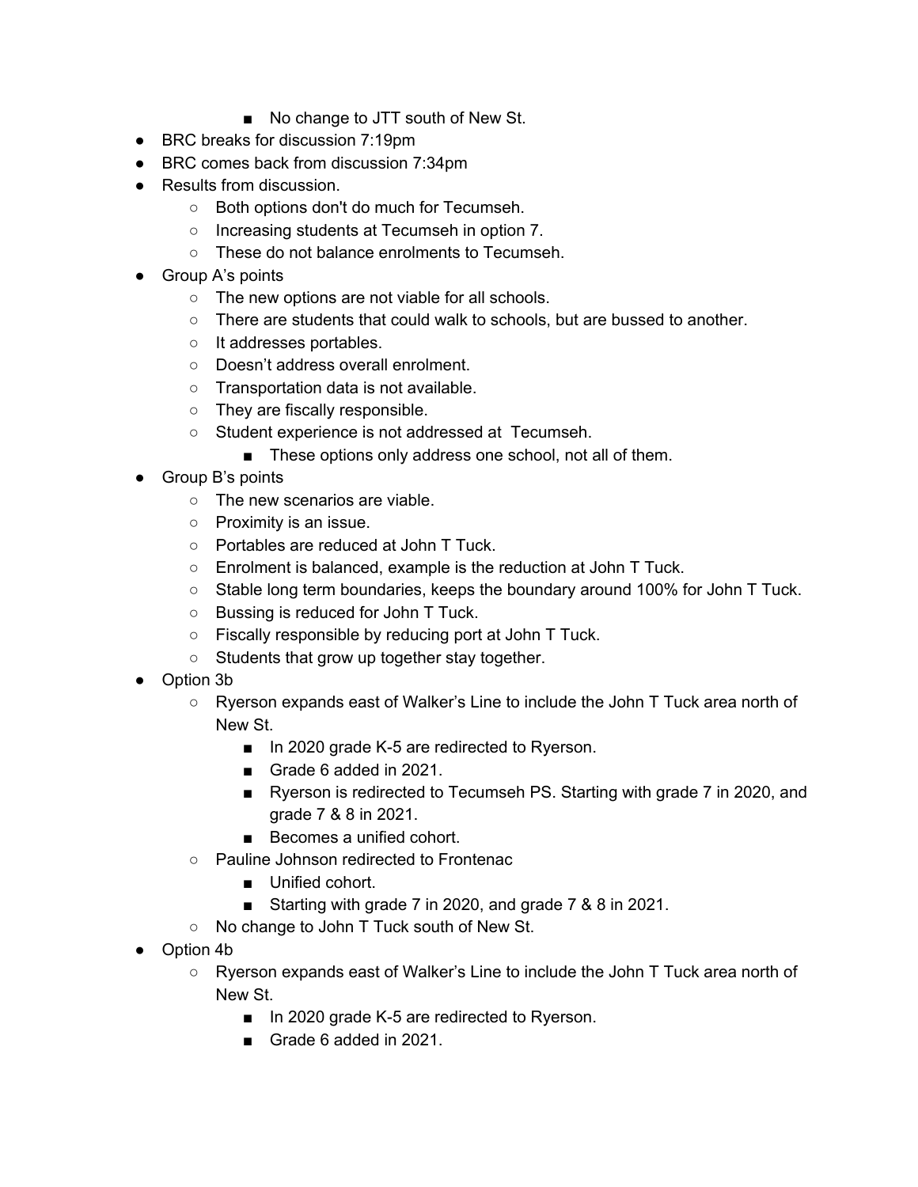- No change to JTT south of New St.
- BRC breaks for discussion 7:19pm
- BRC comes back from discussion 7:34pm
- Results from discussion.
    - Both options don't do much for Tecumseh.
    - Increasing students at Tecumseh in option 7.
    - These do not balance enrolments to Tecumseh.
- Group A's points
    - The new options are not viable for all schools.
    - There are students that could walk to schools, but are bussed to another.
    - It addresses portables.
    - Doesn't address overall enrolment.
    - Transportation data is not available.
    - They are fiscally responsible.
    - Student experience is not addressed at Tecumseh.
        - These options only address one school, not all of them.
- Group B's points
    - The new scenarios are viable.
    - Proximity is an issue.
    - Portables are reduced at John T Tuck.
    - Enrolment is balanced, example is the reduction at John T Tuck.
    - Stable long term boundaries, keeps the boundary around 100% for John T Tuck.
    - Bussing is reduced for John T Tuck.
    - Fiscally responsible by reducing port at John T Tuck.
    - Students that grow up together stay together.
- Option 3b
    - Ryerson expands east of Walker's Line to include the John T Tuck area north of New St.
        - In 2020 grade K-5 are redirected to Ryerson.
        - Grade 6 added in 2021.
        - Ryerson is redirected to Tecumseh PS. Starting with grade 7 in 2020, and grade 7 & 8 in 2021.
        - Becomes a unified cohort.
    - Pauline Johnson redirected to Frontenac
        - Unified cohort.
        - Starting with grade 7 in 2020, and grade 7 & 8 in 2021.
    - No change to John T Tuck south of New St.
- Option 4b
    - Ryerson expands east of Walker's Line to include the John T Tuck area north of New St.
        - In 2020 grade K-5 are redirected to Ryerson.
        - Grade 6 added in 2021.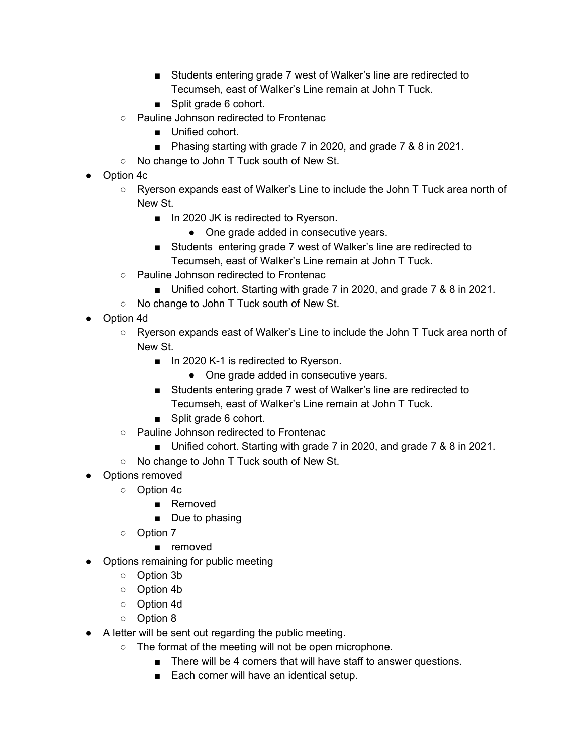- Students entering grade 7 west of Walker's line are redirected to Tecumseh, east of Walker's Line remain at John T Tuck.
        - Split grade 6 cohort.
    - Pauline Johnson redirected to Frontenac
        - Unified cohort.
        - Phasing starting with grade 7 in 2020, and grade 7 & 8 in 2021.
    - No change to John T Tuck south of New St.
- Option 4c
    - Ryerson expands east of Walker's Line to include the John T Tuck area north of New St.
        - In 2020 JK is redirected to Ryerson.
            - One grade added in consecutive years.
        - Students entering grade 7 west of Walker's line are redirected to Tecumseh, east of Walker's Line remain at John T Tuck.
    - Pauline Johnson redirected to Frontenac
        - Unified cohort. Starting with grade 7 in 2020, and grade 7 & 8 in 2021.
    - No change to John T Tuck south of New St.
- Option 4d
    - Ryerson expands east of Walker's Line to include the John T Tuck area north of New St.
        - In 2020 K-1 is redirected to Ryerson.
            - One grade added in consecutive years.
        - Students entering grade 7 west of Walker's line are redirected to Tecumseh, east of Walker's Line remain at John T Tuck.
        - Split grade 6 cohort.
    - Pauline Johnson redirected to Frontenac
        - Unified cohort. Starting with grade 7 in 2020, and grade 7 & 8 in 2021.
    - No change to John T Tuck south of New St.
- Options removed
    - Option 4c
        - Removed
        - Due to phasing
    - Option 7
        - removed
- Options remaining for public meeting
    - Option 3b
    - Option 4b
    - Option 4d
    - Option 8
- A letter will be sent out regarding the public meeting.
    - The format of the meeting will not be open microphone.
        - There will be 4 corners that will have staff to answer questions.
        - Each corner will have an identical setup.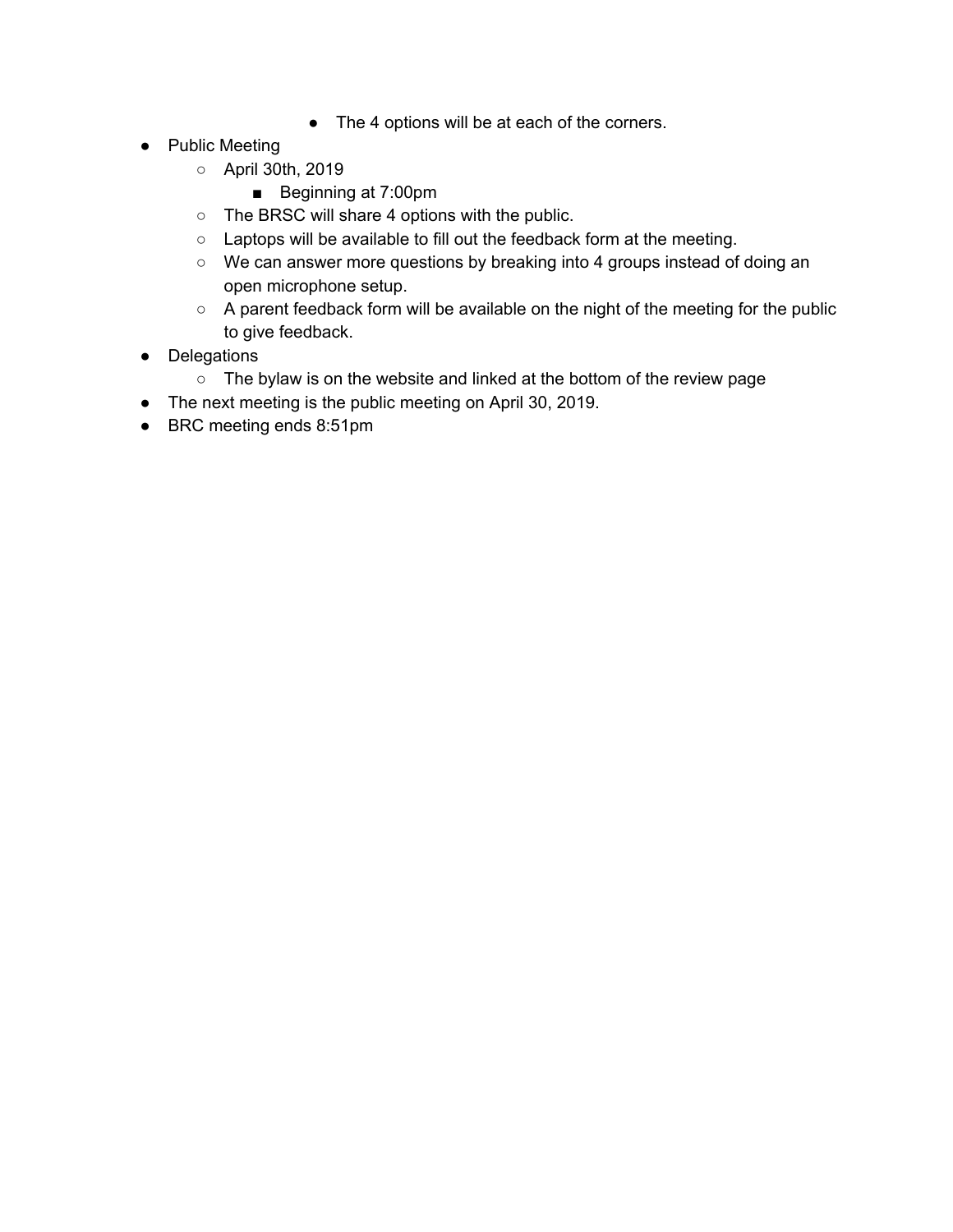- The 4 options will be at each of the corners.
- Public Meeting
    - April 30th, 2019
        - Beginning at 7:00pm
    - The BRSC will share 4 options with the public.
    - Laptops will be available to fill out the feedback form at the meeting.
    - We can answer more questions by breaking into 4 groups instead of doing an open microphone setup.
    - A parent feedback form will be available on the night of the meeting for the public to give feedback.
- Delegations
    - The bylaw is on the website and linked at the bottom of the review page
- The next meeting is the public meeting on April 30, 2019.
- BRC meeting ends 8:51pm